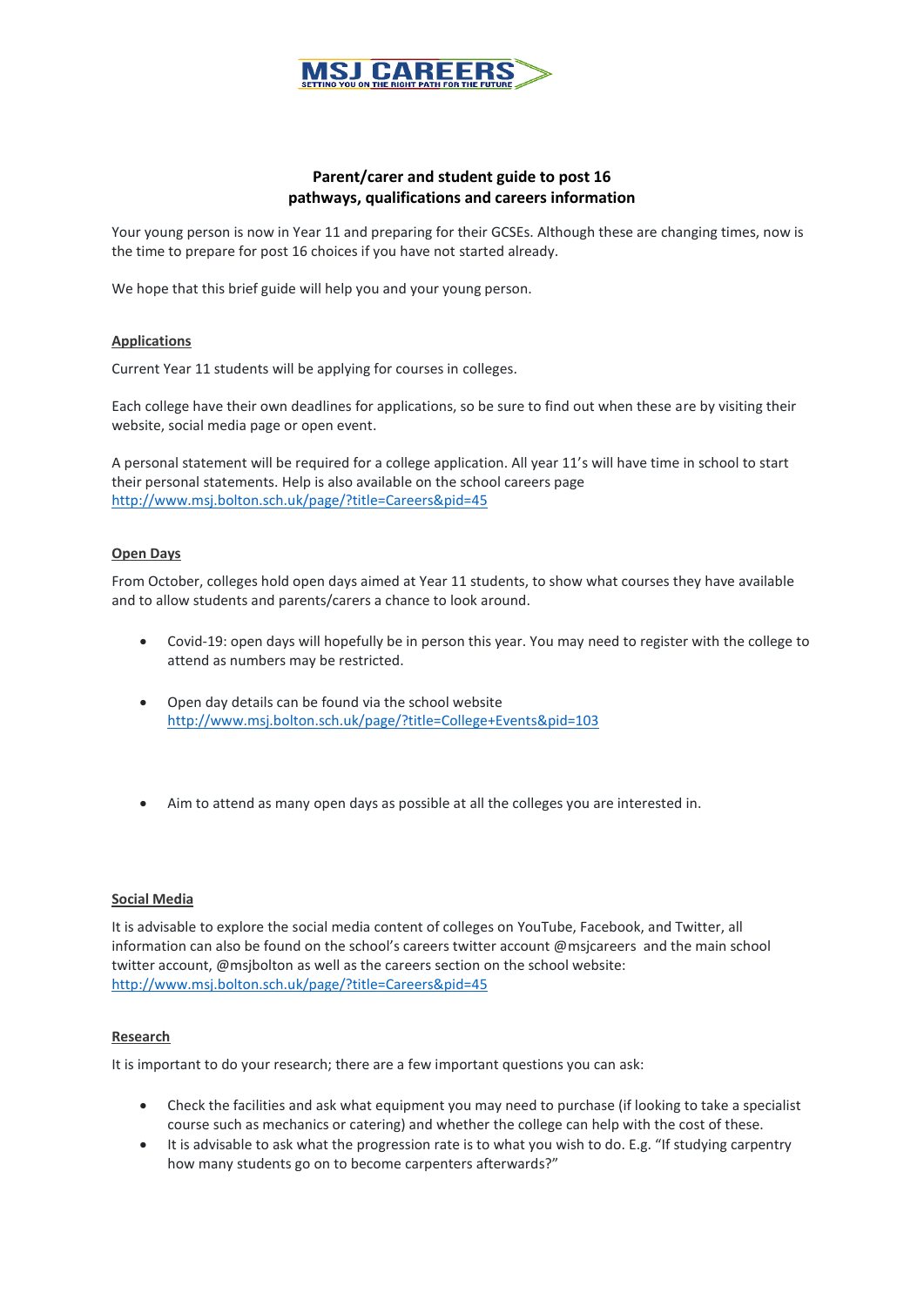MSJ CAREERS
SETTING YOU ON THE RIGHT PATH FOR THE FUTURE

# Parent/carer and student guide to post 16 pathways, qualifications and careers information

Your young person is now in Year 11 and preparing for their GCSEs. Although these are changing times, now is the time to prepare for post 16 choices if you have not started already.

We hope that this brief guide will help you and your young person.

## Applications

Current Year 11 students will be applying for courses in colleges.

Each college have their own deadlines for applications, so be sure to find out when these are by visiting their website, social media page or open event.

A personal statement will be required for a college application. All year 11's will have time in school to start their personal statements. Help is also available on the school careers page http://www.msj.bolton.sch.uk/page/?title=Careers&pid=45

## Open Days

From October, colleges hold open days aimed at Year 11 students, to show what courses they have available and to allow students and parents/carers a chance to look around.

- Covid-19: open days will hopefully be in person this year. You may need to register with the college to attend as numbers may be restricted.
- Open day details can be found via the school website http://www.msj.bolton.sch.uk/page/?title=College+Events&pid=103
- Aim to attend as many open days as possible at all the colleges you are interested in.

## Social Media

It is advisable to explore the social media content of colleges on YouTube, Facebook, and Twitter, all information can also be found on the school's careers twitter account @msjcareers and the main school twitter account, @msjbolton as well as the careers section on the school website: http://www.msj.bolton.sch.uk/page/?title=Careers&pid=45

## Research

It is important to do your research; there are a few important questions you can ask:

- Check the facilities and ask what equipment you may need to purchase (if looking to take a specialist course such as mechanics or catering) and whether the college can help with the cost of these.
- It is advisable to ask what the progression rate is to what you wish to do. E.g. "If studying carpentry how many students go on to become carpenters afterwards?"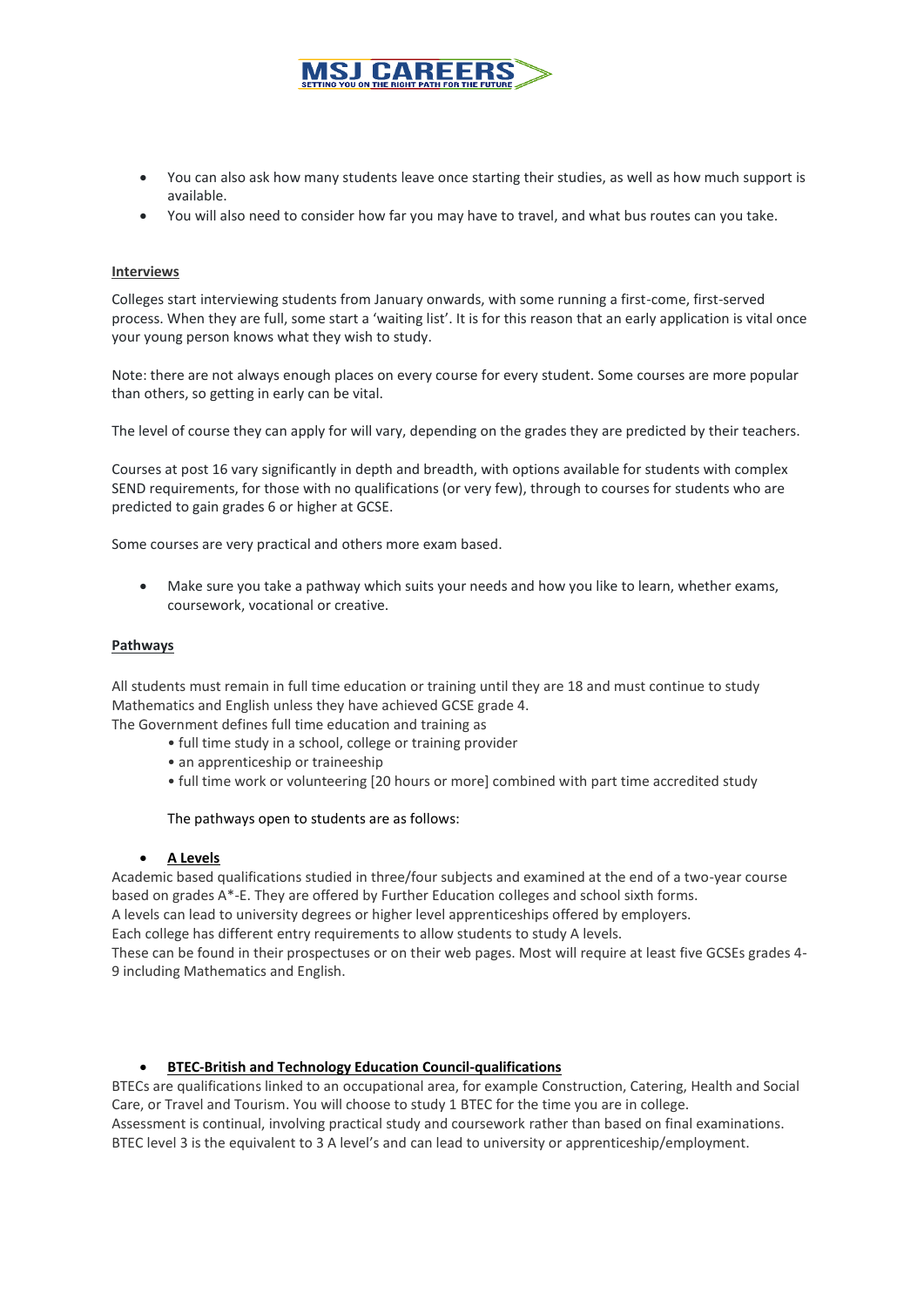- You can also ask how many students leave once starting their studies, as well as how much support is available.
- You will also need to consider how far you may have to travel, and what bus routes can you take.

**Interviews**

Colleges start interviewing students from January onwards, with some running a first-come, first-served process. When they are full, some start a 'waiting list'. It is for this reason that an early application is vital once your young person knows what they wish to study.

Note: there are not always enough places on every course for every student. Some courses are more popular than others, so getting in early can be vital.

The level of course they can apply for will vary, depending on the grades they are predicted by their teachers.

Courses at post 16 vary significantly in depth and breadth, with options available for students with complex SEND requirements, for those with no qualifications (or very few), through to courses for students who are predicted to gain grades 6 or higher at GCSE.

Some courses are very practical and others more exam based.

- Make sure you take a pathway which suits your needs and how you like to learn, whether exams, coursework, vocational or creative.

**Pathways**

All students must remain in full time education or training until they are 18 and must continue to study Mathematics and English unless they have achieved GCSE grade 4.
The Government defines full time education and training as

- full time study in a school, college or training provider
- an apprenticeship or traineeship
- full time work or volunteering [20 hours or more] combined with part time accredited study

The pathways open to students are as follows:

- **A Levels**

Academic based qualifications studied in three/four subjects and examined at the end of a two-year course based on grades A*-E. They are offered by Further Education colleges and school sixth forms.
A levels can lead to university degrees or higher level apprenticeships offered by employers.
Each college has different entry requirements to allow students to study A levels.
These can be found in their prospectuses or on their web pages. Most will require at least five GCSEs grades 4-9 including Mathematics and English.

- **BTEC-British and Technology Education Council-qualifications**

BTECs are qualifications linked to an occupational area, for example Construction, Catering, Health and Social Care, or Travel and Tourism. You will choose to study 1 BTEC for the time you are in college.
Assessment is continual, involving practical study and coursework rather than based on final examinations.
BTEC level 3 is the equivalent to 3 A level's and can lead to university or apprenticeship/employment.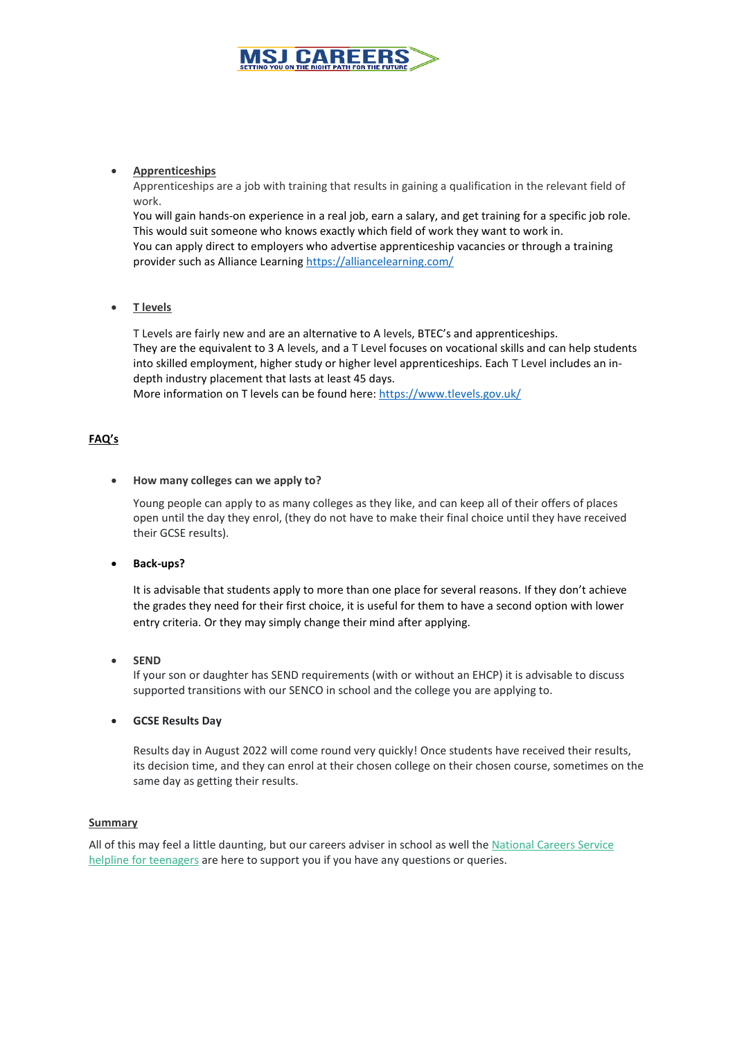- **Apprenticeships**
  Apprenticeships are a job with training that results in gaining a qualification in the relevant field of work.
  You will gain hands-on experience in a real job, earn a salary, and get training for a specific job role. This would suit someone who knows exactly which field of work they want to work in.
  You can apply direct to employers who advertise apprenticeship vacancies or through a training provider such as Alliance Learning https://alliancelearning.com/

- **T levels**

  T Levels are fairly new and are an alternative to A levels, BTEC's and apprenticeships.
  They are the equivalent to 3 A levels, and a T Level focuses on vocational skills and can help students into skilled employment, higher study or higher level apprenticeships. Each T Level includes an in-depth industry placement that lasts at least 45 days.
  More information on T levels can be found here: https://www.tlevels.gov.uk/

## FAQ's

- **How many colleges can we apply to?**

  Young people can apply to as many colleges as they like, and can keep all of their offers of places open until the day they enrol, (they do not have to make their final choice until they have received their GCSE results).

- **Back-ups?**

  It is advisable that students apply to more than one place for several reasons. If they don't achieve the grades they need for their first choice, it is useful for them to have a second option with lower entry criteria. Or they may simply change their mind after applying.

- **SEND**
  If your son or daughter has SEND requirements (with or without an EHCP) it is advisable to discuss supported transitions with our SENCO in school and the college you are applying to.

- **GCSE Results Day**

  Results day in August 2022 will come round very quickly! Once students have received their results, its decision time, and they can enrol at their chosen college on their chosen course, sometimes on the same day as getting their results.

## Summary

All of this may feel a little daunting, but our careers adviser in school as well the National Careers Service helpline for teenagers are here to support you if you have any questions or queries.